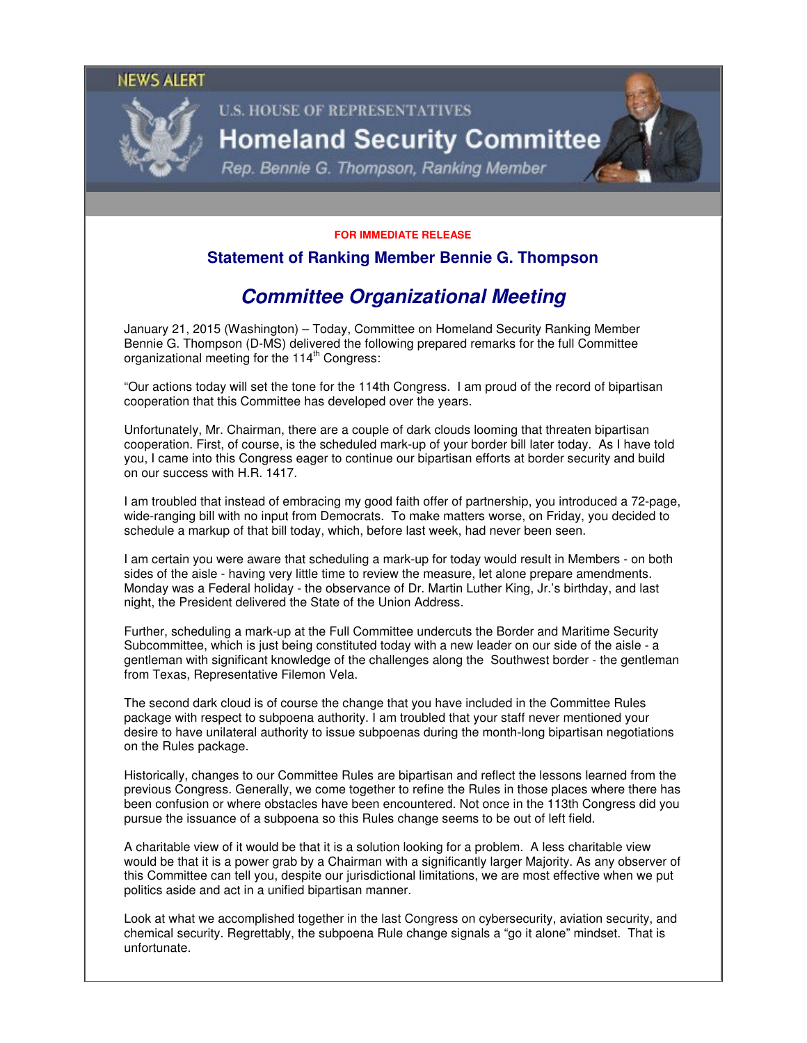NEWS ALERT

U.S. HOUSE OF REPRESENTATIVES

**Homeland Security Committee**

*Rep. Bennie G. Thompson, Ranking Member*

**FOR IMMEDIATE RELEASE**

## Statement of Ranking Member Bennie G. Thompson

# *Committee Organizational Meeting*

January 21, 2015 (Washington) – Today, Committee on Homeland Security Ranking Member Bennie G. Thompson (D-MS) delivered the following prepared remarks for the full Committee organizational meeting for the 114th Congress:

"Our actions today will set the tone for the 114th Congress. I am proud of the record of bipartisan cooperation that this Committee has developed over the years.

Unfortunately, Mr. Chairman, there are a couple of dark clouds looming that threaten bipartisan cooperation. First, of course, is the scheduled mark-up of your border bill later today. As I have told you, I came into this Congress eager to continue our bipartisan efforts at border security and build on our success with H.R. 1417.

I am troubled that instead of embracing my good faith offer of partnership, you introduced a 72-page, wide-ranging bill with no input from Democrats. To make matters worse, on Friday, you decided to schedule a markup of that bill today, which, before last week, had never been seen.

I am certain you were aware that scheduling a mark-up for today would result in Members - on both sides of the aisle - having very little time to review the measure, let alone prepare amendments. Monday was a Federal holiday - the observance of Dr. Martin Luther King, Jr.'s birthday, and last night, the President delivered the State of the Union Address.

Further, scheduling a mark-up at the Full Committee undercuts the Border and Maritime Security Subcommittee, which is just being constituted today with a new leader on our side of the aisle - a gentleman with significant knowledge of the challenges along the Southwest border - the gentleman from Texas, Representative Filemon Vela.

The second dark cloud is of course the change that you have included in the Committee Rules package with respect to subpoena authority. I am troubled that your staff never mentioned your desire to have unilateral authority to issue subpoenas during the month-long bipartisan negotiations on the Rules package.

Historically, changes to our Committee Rules are bipartisan and reflect the lessons learned from the previous Congress. Generally, we come together to refine the Rules in those places where there has been confusion or where obstacles have been encountered. Not once in the 113th Congress did you pursue the issuance of a subpoena so this Rules change seems to be out of left field.

A charitable view of it would be that it is a solution looking for a problem. A less charitable view would be that it is a power grab by a Chairman with a significantly larger Majority. As any observer of this Committee can tell you, despite our jurisdictional limitations, we are most effective when we put politics aside and act in a unified bipartisan manner.

Look at what we accomplished together in the last Congress on cybersecurity, aviation security, and chemical security. Regrettably, the subpoena Rule change signals a "go it alone" mindset. That is unfortunate.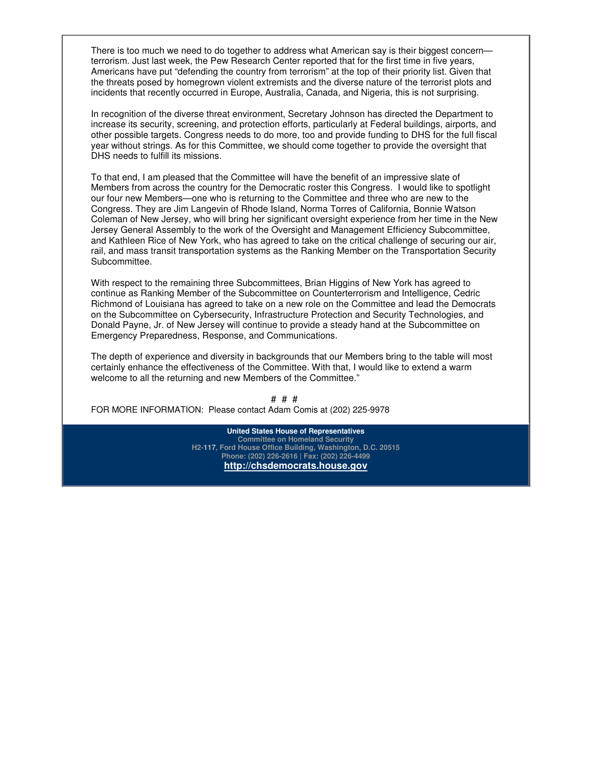There is too much we need to do together to address what American say is their biggest concern—terrorism. Just last week, the Pew Research Center reported that for the first time in five years, Americans have put "defending the country from terrorism" at the top of their priority list. Given that the threats posed by homegrown violent extremists and the diverse nature of the terrorist plots and incidents that recently occurred in Europe, Australia, Canada, and Nigeria, this is not surprising.

In recognition of the diverse threat environment, Secretary Johnson has directed the Department to increase its security, screening, and protection efforts, particularly at Federal buildings, airports, and other possible targets. Congress needs to do more, too and provide funding to DHS for the full fiscal year without strings. As for this Committee, we should come together to provide the oversight that DHS needs to fulfill its missions.

To that end, I am pleased that the Committee will have the benefit of an impressive slate of Members from across the country for the Democratic roster this Congress. I would like to spotlight our four new Members—one who is returning to the Committee and three who are new to the Congress. They are Jim Langevin of Rhode Island, Norma Torres of California, Bonnie Watson Coleman of New Jersey, who will bring her significant oversight experience from her time in the New Jersey General Assembly to the work of the Oversight and Management Efficiency Subcommittee, and Kathleen Rice of New York, who has agreed to take on the critical challenge of securing our air, rail, and mass transit transportation systems as the Ranking Member on the Transportation Security Subcommittee.

With respect to the remaining three Subcommittees, Brian Higgins of New York has agreed to continue as Ranking Member of the Subcommittee on Counterterrorism and Intelligence, Cedric Richmond of Louisiana has agreed to take on a new role on the Committee and lead the Democrats on the Subcommittee on Cybersecurity, Infrastructure Protection and Security Technologies, and Donald Payne, Jr. of New Jersey will continue to provide a steady hand at the Subcommittee on Emergency Preparedness, Response, and Communications.

The depth of experience and diversity in backgrounds that our Members bring to the table will most certainly enhance the effectiveness of the Committee. With that, I would like to extend a warm welcome to all the returning and new Members of the Committee."

# # #

FOR MORE INFORMATION: Please contact Adam Comis at (202) 225-9978

**United States House of Representatives**
**Committee on Homeland Security**
**H2-117, Ford House Office Building, Washington, D.C. 20515**
**Phone: (202) 226-2616 | Fax: (202) 226-4499**
**http://chsdemocrats.house.gov**